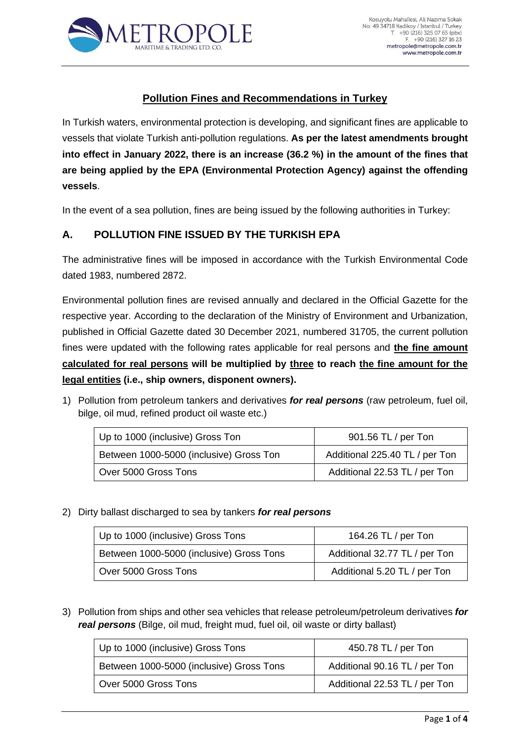# Pollution Fines and Recommendations in Turkey

In Turkish waters, environmental protection is developing, and significant fines are applicable to vessels that violate Turkish anti-pollution regulations. **As per the latest amendments brought into effect in January 2022, there is an increase (36.2 %) in the amount of the fines that are being applied by the EPA (Environmental Protection Agency) against the offending vessels**.

In the event of a sea pollution, fines are being issued by the following authorities in Turkey:

## A. POLLUTION FINE ISSUED BY THE TURKISH EPA

The administrative fines will be imposed in accordance with the Turkish Environmental Code dated 1983, numbered 2872.

Environmental pollution fines are revised annually and declared in the Official Gazette for the respective year. According to the declaration of the Ministry of Environment and Urbanization, published in Official Gazette dated 30 December 2021, numbered 31705, the current pollution fines were updated with the following rates applicable for real persons and **<u>the fine amount calculated for real persons</u> will be multiplied by <u>three</u> to reach <u>the fine amount for the legal entities</u> (i.e., ship owners, disponent owners).**

1) Pollution from petroleum tankers and derivatives ***for real persons*** (raw petroleum, fuel oil, bilge, oil mud, refined product oil waste etc.)

| | |
|---|---|
| Up to 1000 (inclusive) Gross Ton | 901.56 TL / per Ton |
| Between 1000-5000 (inclusive) Gross Ton | Additional 225.40 TL / per Ton |
| Over 5000 Gross Tons | Additional 22.53 TL / per Ton |

2) Dirty ballast discharged to sea by tankers ***for real persons***

| | |
|---|---|
| Up to 1000 (inclusive) Gross Tons | 164.26 TL / per Ton |
| Between 1000-5000 (inclusive) Gross Tons | Additional 32.77 TL / per Ton |
| Over 5000 Gross Tons | Additional 5.20 TL / per Ton |

3) Pollution from ships and other sea vehicles that release petroleum/petroleum derivatives ***for real persons*** (Bilge, oil mud, freight mud, fuel oil, oil waste or dirty ballast)

| | |
|---|---|
| Up to 1000 (inclusive) Gross Tons | 450.78 TL / per Ton |
| Between 1000-5000 (inclusive) Gross Tons | Additional 90.16 TL / per Ton |
| Over 5000 Gross Tons | Additional 22.53 TL / per Ton |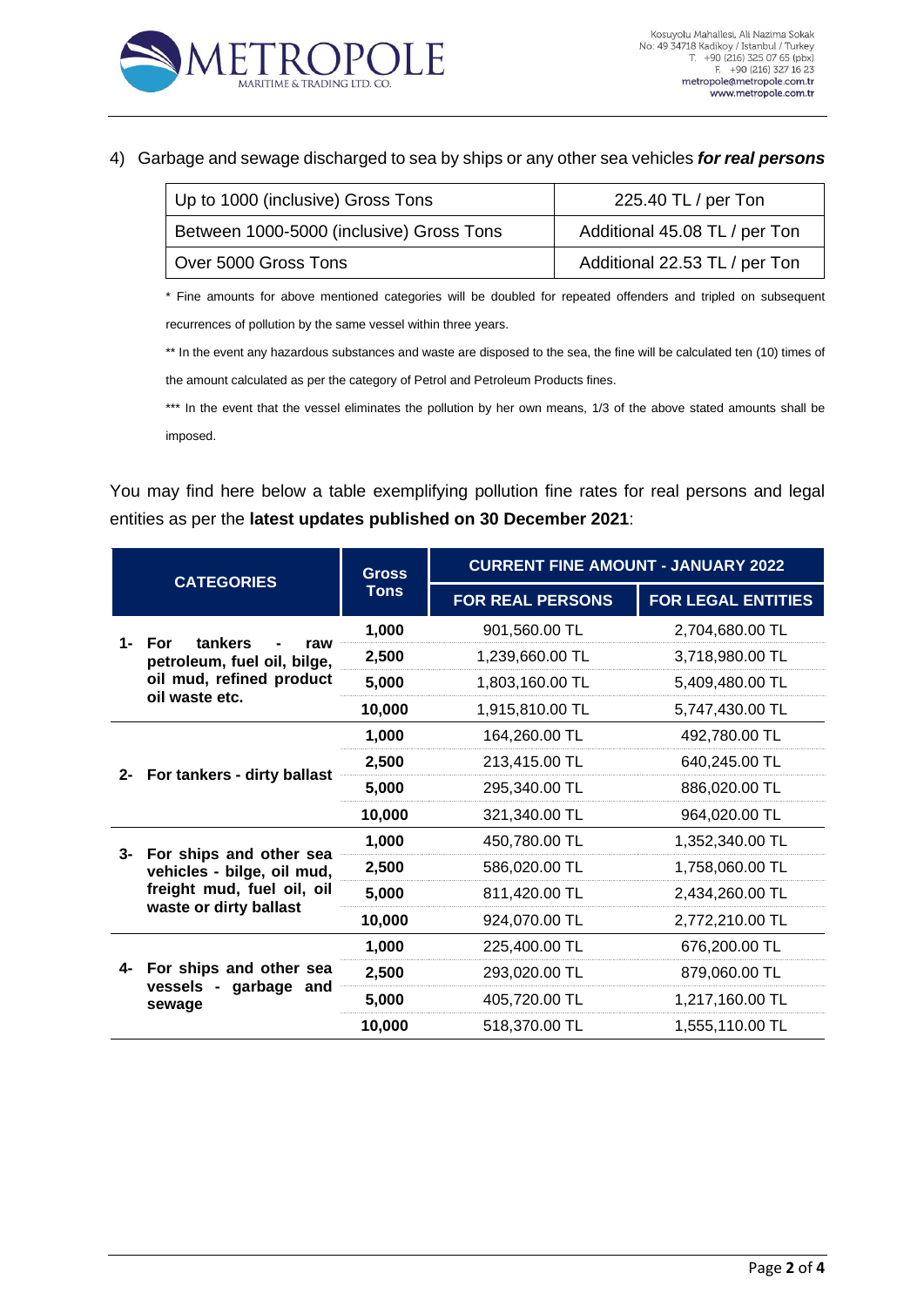4) Garbage and sewage discharged to sea by ships or any other sea vehicles ***for real persons***

| Up to 1000 (inclusive) Gross Tons | 225.40 TL / per Ton |
|---|---|
| Between 1000-5000 (inclusive) Gross Tons | Additional 45.08 TL / per Ton |
| Over 5000 Gross Tons | Additional 22.53 TL / per Ton |

* Fine amounts for above mentioned categories will be doubled for repeated offenders and tripled on subsequent recurrences of pollution by the same vessel within three years.

** In the event any hazardous substances and waste are disposed to the sea, the fine will be calculated ten (10) times of the amount calculated as per the category of Petrol and Petroleum Products fines.

*** In the event that the vessel eliminates the pollution by her own means, 1/3 of the above stated amounts shall be imposed.

You may find here below a table exemplifying pollution fine rates for real persons and legal entities as per the **latest updates published on 30 December 2021**:

| CATEGORIES | Gross Tons | CURRENT FINE AMOUNT - JANUARY 2022 | |
|---|---|---|---|
| | | FOR REAL PERSONS | FOR LEGAL ENTITIES |
| **1- For tankers - raw petroleum, fuel oil, bilge, oil mud, refined product oil waste etc.** | **1,000** | 901,560.00 TL | 2,704,680.00 TL |
| | **2,500** | 1,239,660.00 TL | 3,718,980.00 TL |
| | **5,000** | 1,803,160.00 TL | 5,409,480.00 TL |
| | **10,000** | 1,915,810.00 TL | 5,747,430.00 TL |
| **2- For tankers - dirty ballast** | **1,000** | 164,260.00 TL | 492,780.00 TL |
| | **2,500** | 213,415.00 TL | 640,245.00 TL |
| | **5,000** | 295,340.00 TL | 886,020.00 TL |
| | **10,000** | 321,340.00 TL | 964,020.00 TL |
| **3- For ships and other sea vehicles - bilge, oil mud, freight mud, fuel oil, oil waste or dirty ballast** | **1,000** | 450,780.00 TL | 1,352,340.00 TL |
| | **2,500** | 586,020.00 TL | 1,758,060.00 TL |
| | **5,000** | 811,420.00 TL | 2,434,260.00 TL |
| | **10,000** | 924,070.00 TL | 2,772,210.00 TL |
| **4- For ships and other sea vessels - garbage and sewage** | **1,000** | 225,400.00 TL | 676,200.00 TL |
| | **2,500** | 293,020.00 TL | 879,060.00 TL |
| | **5,000** | 405,720.00 TL | 1,217,160.00 TL |
| | **10,000** | 518,370.00 TL | 1,555,110.00 TL |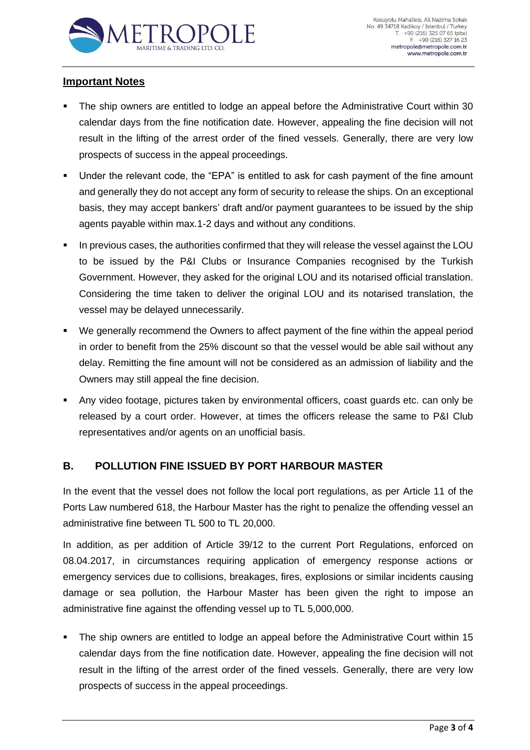**Important Notes**

- The ship owners are entitled to lodge an appeal before the Administrative Court within 30 calendar days from the fine notification date. However, appealing the fine decision will not result in the lifting of the arrest order of the fined vessels. Generally, there are very low prospects of success in the appeal proceedings.
- Under the relevant code, the "EPA" is entitled to ask for cash payment of the fine amount and generally they do not accept any form of security to release the ships. On an exceptional basis, they may accept bankers' draft and/or payment guarantees to be issued by the ship agents payable within max.1-2 days and without any conditions.
- In previous cases, the authorities confirmed that they will release the vessel against the LOU to be issued by the P&I Clubs or Insurance Companies recognised by the Turkish Government. However, they asked for the original LOU and its notarised official translation. Considering the time taken to deliver the original LOU and its notarised translation, the vessel may be delayed unnecessarily.
- We generally recommend the Owners to affect payment of the fine within the appeal period in order to benefit from the 25% discount so that the vessel would be able sail without any delay. Remitting the fine amount will not be considered as an admission of liability and the Owners may still appeal the fine decision.
- Any video footage, pictures taken by environmental officers, coast guards etc. can only be released by a court order. However, at times the officers release the same to P&I Club representatives and/or agents on an unofficial basis.

## B. POLLUTION FINE ISSUED BY PORT HARBOUR MASTER

In the event that the vessel does not follow the local port regulations, as per Article 11 of the Ports Law numbered 618, the Harbour Master has the right to penalize the offending vessel an administrative fine between TL 500 to TL 20,000.

In addition, as per addition of Article 39/12 to the current Port Regulations, enforced on 08.04.2017, in circumstances requiring application of emergency response actions or emergency services due to collisions, breakages, fires, explosions or similar incidents causing damage or sea pollution, the Harbour Master has been given the right to impose an administrative fine against the offending vessel up to TL 5,000,000.

- The ship owners are entitled to lodge an appeal before the Administrative Court within 15 calendar days from the fine notification date. However, appealing the fine decision will not result in the lifting of the arrest order of the fined vessels. Generally, there are very low prospects of success in the appeal proceedings.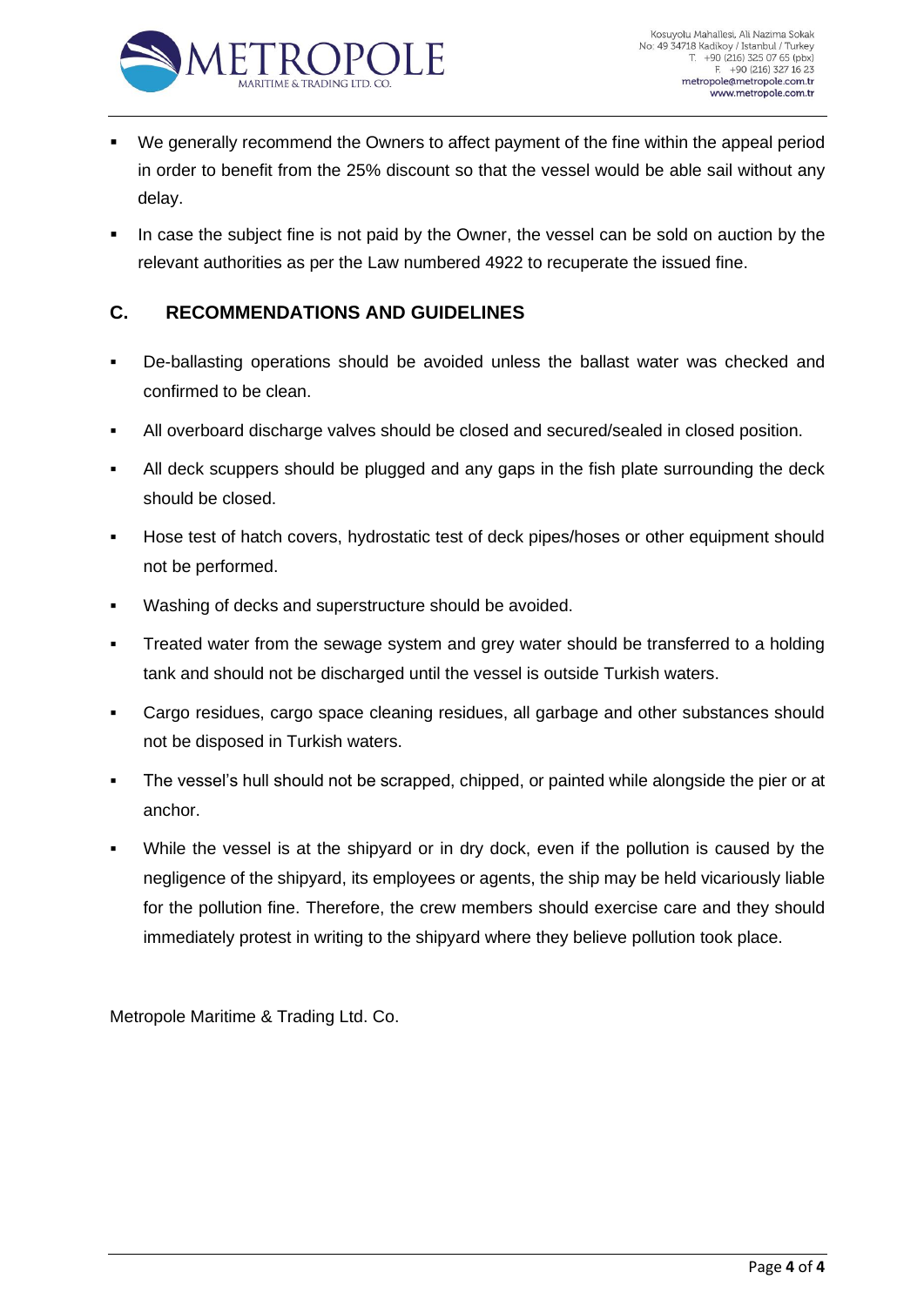- We generally recommend the Owners to affect payment of the fine within the appeal period in order to benefit from the 25% discount so that the vessel would be able sail without any delay.
- In case the subject fine is not paid by the Owner, the vessel can be sold on auction by the relevant authorities as per the Law numbered 4922 to recuperate the issued fine.

## C. RECOMMENDATIONS AND GUIDELINES

- De-ballasting operations should be avoided unless the ballast water was checked and confirmed to be clean.
- All overboard discharge valves should be closed and secured/sealed in closed position.
- All deck scuppers should be plugged and any gaps in the fish plate surrounding the deck should be closed.
- Hose test of hatch covers, hydrostatic test of deck pipes/hoses or other equipment should not be performed.
- Washing of decks and superstructure should be avoided.
- Treated water from the sewage system and grey water should be transferred to a holding tank and should not be discharged until the vessel is outside Turkish waters.
- Cargo residues, cargo space cleaning residues, all garbage and other substances should not be disposed in Turkish waters.
- The vessel's hull should not be scrapped, chipped, or painted while alongside the pier or at anchor.
- While the vessel is at the shipyard or in dry dock, even if the pollution is caused by the negligence of the shipyard, its employees or agents, the ship may be held vicariously liable for the pollution fine. Therefore, the crew members should exercise care and they should immediately protest in writing to the shipyard where they believe pollution took place.

Metropole Maritime & Trading Ltd. Co.